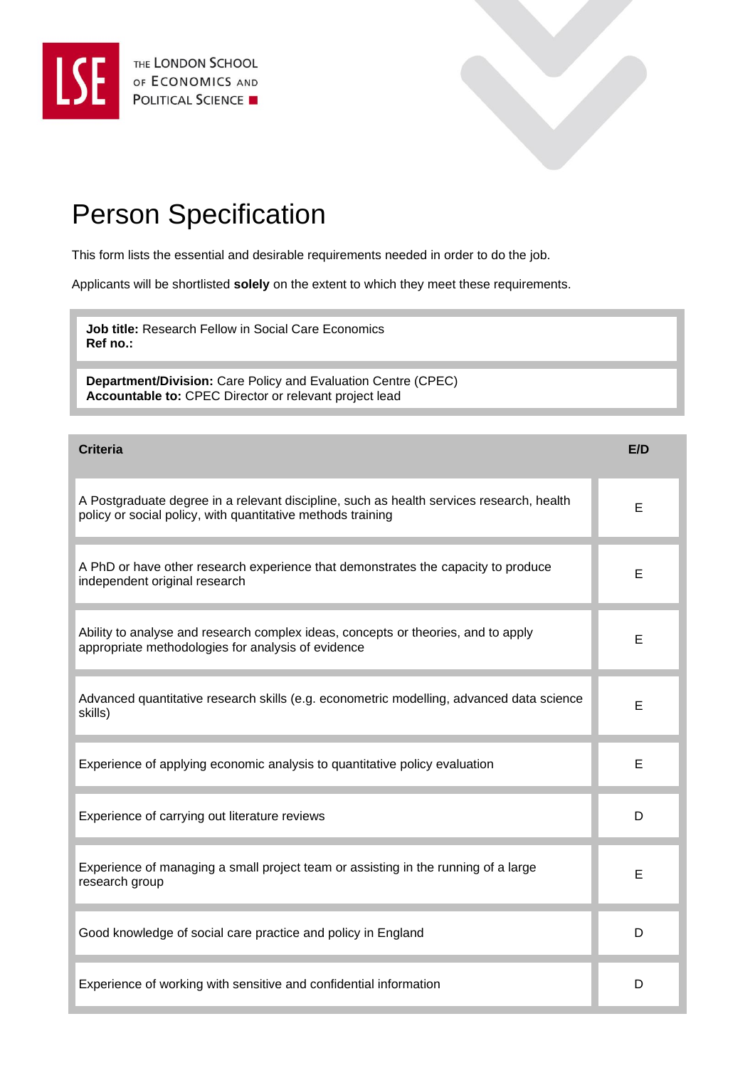THE LONDON SCHOOL OF ECONOMICS AND POLITICAL SCIENCE

# Person Specification

This form lists the essential and desirable requirements needed in order to do the job.

Applicants will be shortlisted **solely** on the extent to which they meet these requirements.

**Job title:** Research Fellow in Social Care Economics
**Ref no.:**

**Department/Division:** Care Policy and Evaluation Centre (CPEC)
**Accountable to:** CPEC Director or relevant project lead

| Criteria | E/D |
|---|---|
| A Postgraduate degree in a relevant discipline, such as health services research, health policy or social policy, with quantitative methods training | E |
| A PhD or have other research experience that demonstrates the capacity to produce independent original research | E |
| Ability to analyse and research complex ideas, concepts or theories, and to apply appropriate methodologies for analysis of evidence | E |
| Advanced quantitative research skills (e.g. econometric modelling, advanced data science skills) | E |
| Experience of applying economic analysis to quantitative policy evaluation | E |
| Experience of carrying out literature reviews | D |
| Experience of managing a small project team or assisting in the running of a large research group | E |
| Good knowledge of social care practice and policy in England | D |
| Experience of working with sensitive and confidential information | D |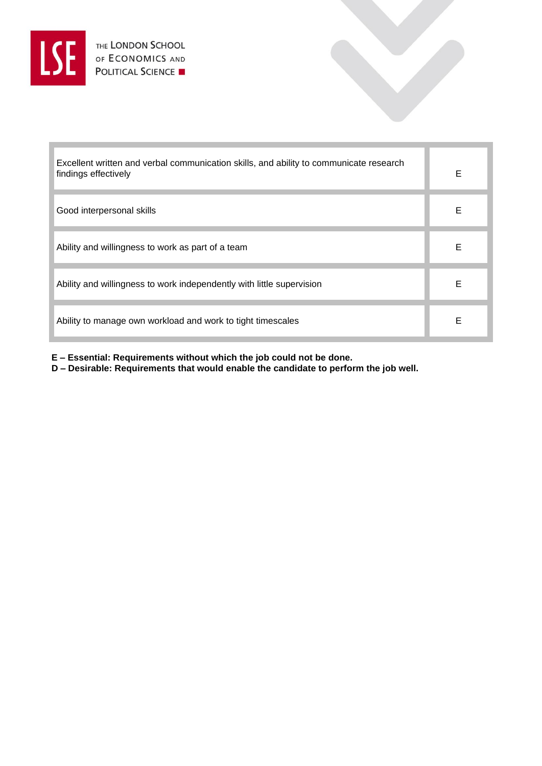| | |
|---|---|
| Excellent written and verbal communication skills, and ability to communicate research findings effectively | E |
| Good interpersonal skills | E |
| Ability and willingness to work as part of a team | E |
| Ability and willingness to work independently with little supervision | E |
| Ability to manage own workload and work to tight timescales | E |

**E – Essential: Requirements without which the job could not be done.**
**D – Desirable: Requirements that would enable the candidate to perform the job well.**